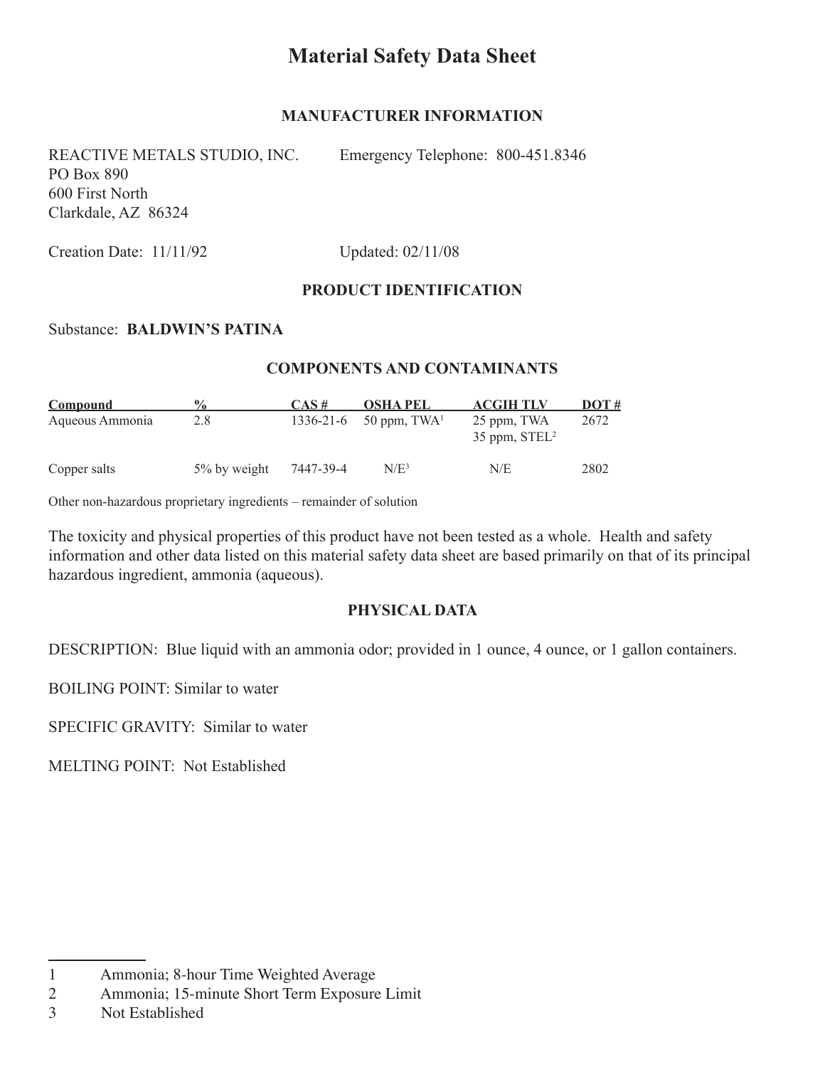# Material Safety Data Sheet

## MANUFACTURER INFORMATION

REACTIVE METALS STUDIO, INC.
PO Box 890
600 First North
Clarkdale, AZ 86324

Emergency Telephone: 800-451.8346

Creation Date: 11/11/92

Updated: 02/11/08

## PRODUCT IDENTIFICATION

Substance: **BALDWIN'S PATINA**

## COMPONENTS AND CONTAMINANTS

| Compound | % | CAS # | OSHA PEL | ACGIH TLV | DOT # |
|---|---|---|---|---|---|
| Aqueous Ammonia | 2.8 | 1336-21-6 | 50 ppm, TWA[1] | 25 ppm, TWA<br>35 ppm, STEL[2] | 2672 |
| Copper salts | 5% by weight | 7447-39-4 | N/E[3] | N/E | 2802 |

Other non-hazardous proprietary ingredients – remainder of solution

The toxicity and physical properties of this product have not been tested as a whole. Health and safety information and other data listed on this material safety data sheet are based primarily on that of its principal hazardous ingredient, ammonia (aqueous).

## PHYSICAL DATA

DESCRIPTION: Blue liquid with an ammonia odor; provided in 1 ounce, 4 ounce, or 1 gallon containers.

BOILING POINT: Similar to water

SPECIFIC GRAVITY: Similar to water

MELTING POINT: Not Established

---

1 Ammonia; 8-hour Time Weighted Average

2 Ammonia; 15-minute Short Term Exposure Limit

3 Not Established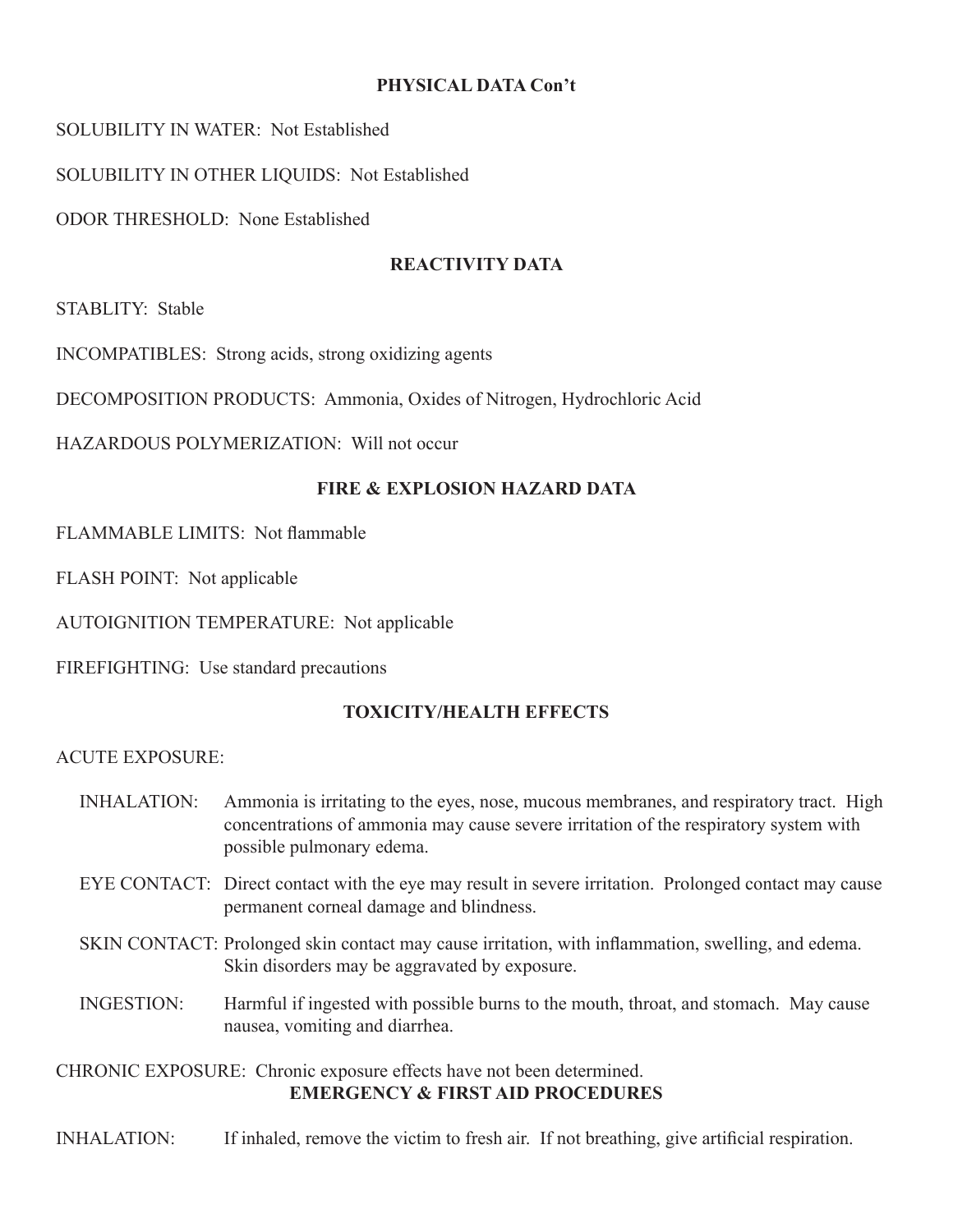## PHYSICAL DATA Con't

SOLUBILITY IN WATER: Not Established

SOLUBILITY IN OTHER LIQUIDS: Not Established

ODOR THRESHOLD: None Established

## REACTIVITY DATA

STABLITY: Stable

INCOMPATIBLES: Strong acids, strong oxidizing agents

DECOMPOSITION PRODUCTS: Ammonia, Oxides of Nitrogen, Hydrochloric Acid

HAZARDOUS POLYMERIZATION: Will not occur

## FIRE & EXPLOSION HAZARD DATA

FLAMMABLE LIMITS: Not flammable

FLASH POINT: Not applicable

AUTOIGNITION TEMPERATURE: Not applicable

FIREFIGHTING: Use standard precautions

## TOXICITY/HEALTH EFFECTS

ACUTE EXPOSURE:

INHALATION: Ammonia is irritating to the eyes, nose, mucous membranes, and respiratory tract. High concentrations of ammonia may cause severe irritation of the respiratory system with possible pulmonary edema.

EYE CONTACT: Direct contact with the eye may result in severe irritation. Prolonged contact may cause permanent corneal damage and blindness.

SKIN CONTACT: Prolonged skin contact may cause irritation, with inflammation, swelling, and edema. Skin disorders may be aggravated by exposure.

INGESTION: Harmful if ingested with possible burns to the mouth, throat, and stomach. May cause nausea, vomiting and diarrhea.

CHRONIC EXPOSURE: Chronic exposure effects have not been determined.

## EMERGENCY & FIRST AID PROCEDURES

INHALATION: If inhaled, remove the victim to fresh air. If not breathing, give artificial respiration.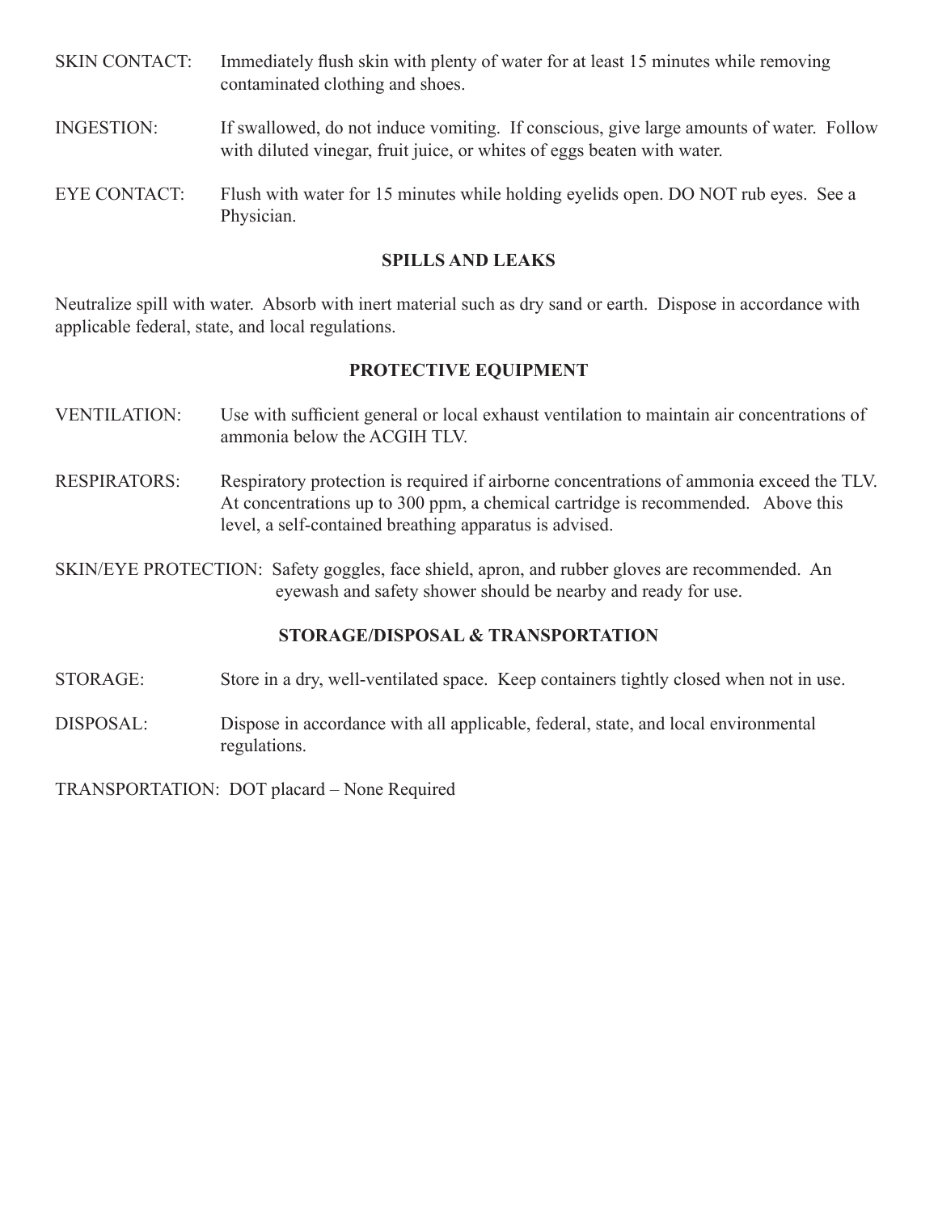SKIN CONTACT: Immediately flush skin with plenty of water for at least 15 minutes while removing contaminated clothing and shoes.

INGESTION: If swallowed, do not induce vomiting. If conscious, give large amounts of water. Follow with diluted vinegar, fruit juice, or whites of eggs beaten with water.

EYE CONTACT: Flush with water for 15 minutes while holding eyelids open. DO NOT rub eyes. See a Physician.

## SPILLS AND LEAKS

Neutralize spill with water. Absorb with inert material such as dry sand or earth. Dispose in accordance with applicable federal, state, and local regulations.

## PROTECTIVE EQUIPMENT

VENTILATION: Use with sufficient general or local exhaust ventilation to maintain air concentrations of ammonia below the ACGIH TLV.

RESPIRATORS: Respiratory protection is required if airborne concentrations of ammonia exceed the TLV. At concentrations up to 300 ppm, a chemical cartridge is recommended. Above this level, a self-contained breathing apparatus is advised.

SKIN/EYE PROTECTION: Safety goggles, face shield, apron, and rubber gloves are recommended. An eyewash and safety shower should be nearby and ready for use.

## STORAGE/DISPOSAL & TRANSPORTATION

STORAGE: Store in a dry, well-ventilated space. Keep containers tightly closed when not in use.

DISPOSAL: Dispose in accordance with all applicable, federal, state, and local environmental regulations.

TRANSPORTATION: DOT placard – None Required